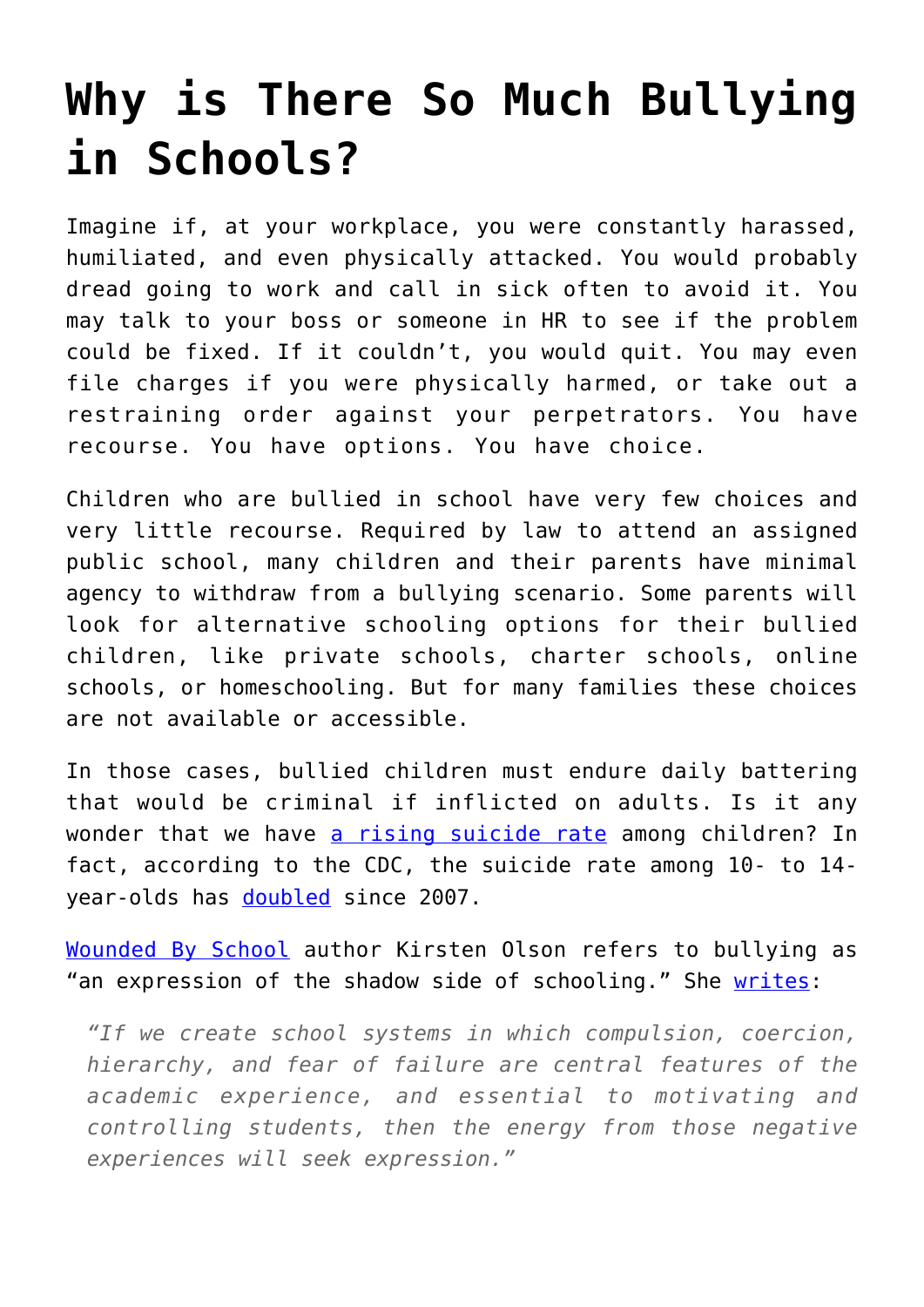# Why is There So Much Bullying in Schools?

Imagine if, at your workplace, you were constantly harassed, humiliated, and even physically attacked. You would probably dread going to work and call in sick often to avoid it. You may talk to your boss or someone in HR to see if the problem could be fixed. If it couldn't, you would quit. You may even file charges if you were physically harmed, or take out a restraining order against your perpetrators. You have recourse. You have options. You have choice.

Children who are bullied in school have very few choices and very little recourse. Required by law to attend an assigned public school, many children and their parents have minimal agency to withdraw from a bullying scenario. Some parents will look for alternative schooling options for their bullied children, like private schools, charter schools, online schools, or homeschooling. But for many families these choices are not available or accessible.

In those cases, bullied children must endure daily battering that would be criminal if inflicted on adults. Is it any wonder that we have a rising suicide rate among children? In fact, according to the CDC, the suicide rate among 10- to 14-year-olds has doubled since 2007.

Wounded By School author Kirsten Olson refers to bullying as "an expression of the shadow side of schooling." She writes:

> *"If we create school systems in which compulsion, coercion, hierarchy, and fear of failure are central features of the academic experience, and essential to motivating and controlling students, then the energy from those negative experiences will seek expression."*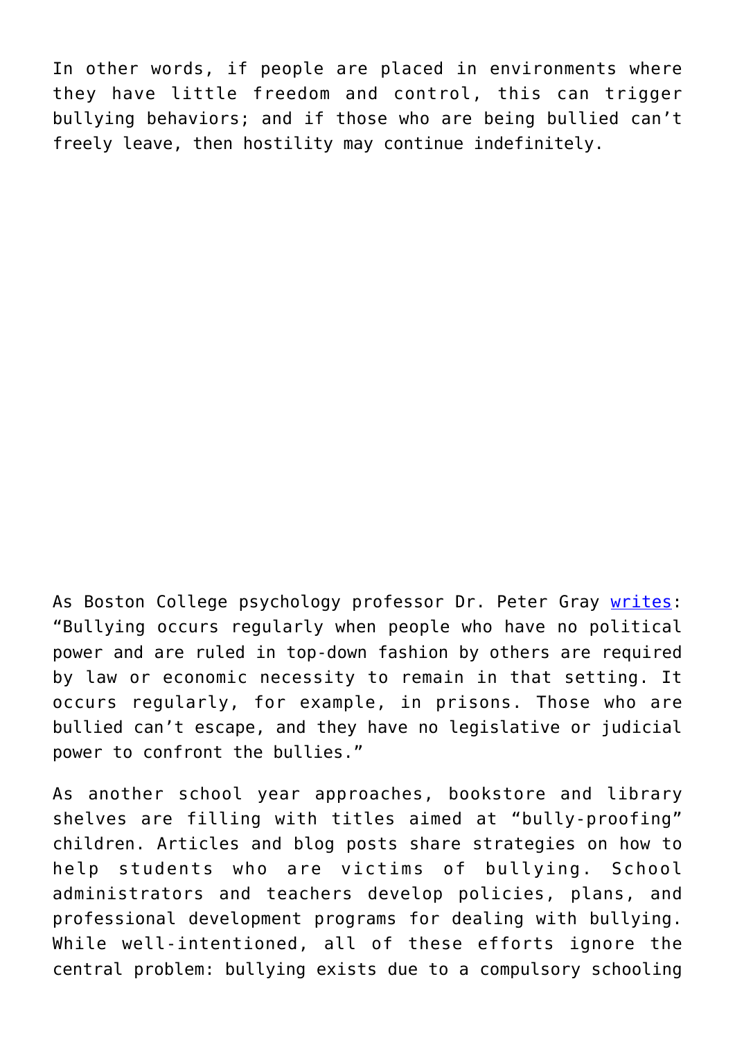In other words, if people are placed in environments where they have little freedom and control, this can trigger bullying behaviors; and if those who are being bullied can't freely leave, then hostility may continue indefinitely.

As Boston College psychology professor Dr. Peter Gray [writes](): "Bullying occurs regularly when people who have no political power and are ruled in top-down fashion by others are required by law or economic necessity to remain in that setting. It occurs regularly, for example, in prisons. Those who are bullied can't escape, and they have no legislative or judicial power to confront the bullies."

As another school year approaches, bookstore and library shelves are filling with titles aimed at "bully-proofing" children. Articles and blog posts share strategies on how to help students who are victims of bullying. School administrators and teachers develop policies, plans, and professional development programs for dealing with bullying. While well-intentioned, all of these efforts ignore the central problem: bullying exists due to a compulsory schooling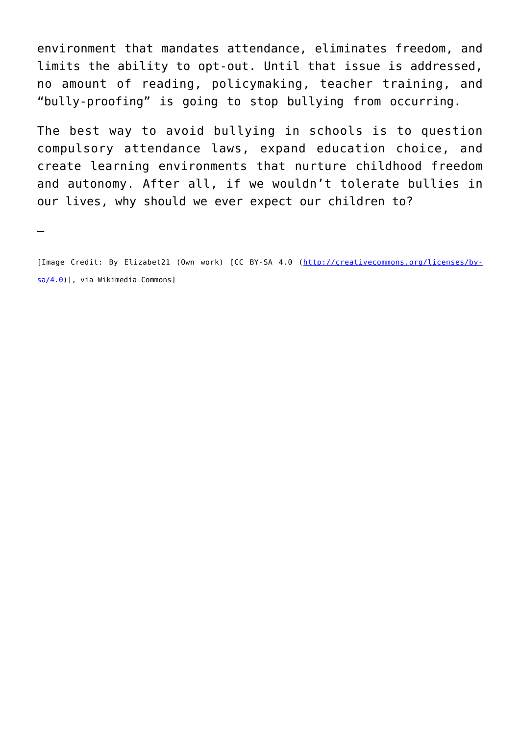environment that mandates attendance, eliminates freedom, and limits the ability to opt-out. Until that issue is addressed, no amount of reading, policymaking, teacher training, and "bully-proofing" is going to stop bullying from occurring.

The best way to avoid bullying in schools is to question compulsory attendance laws, expand education choice, and create learning environments that nurture childhood freedom and autonomy. After all, if we wouldn't tolerate bullies in our lives, why should we ever expect our children to?

—

[Image Credit: By Elizabet21 (Own work) [CC BY-SA 4.0 (http://creativecommons.org/licenses/by-sa/4.0)], via Wikimedia Commons]